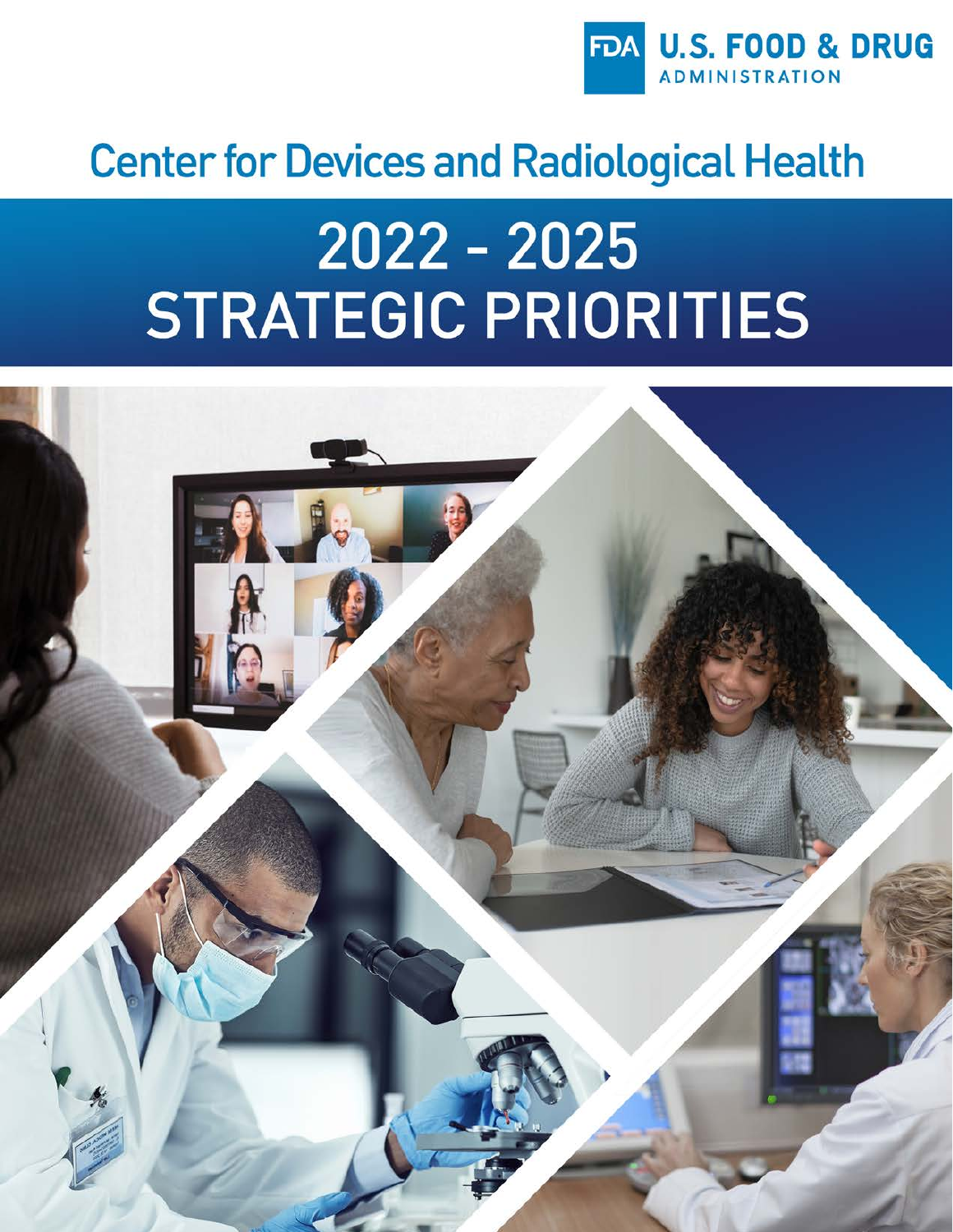FDA U.S. FOOD & DRUG ADMINISTRATION

# Center for Devices and Radiological Health

# 2022 - 2025 STRATEGIC PRIORITIES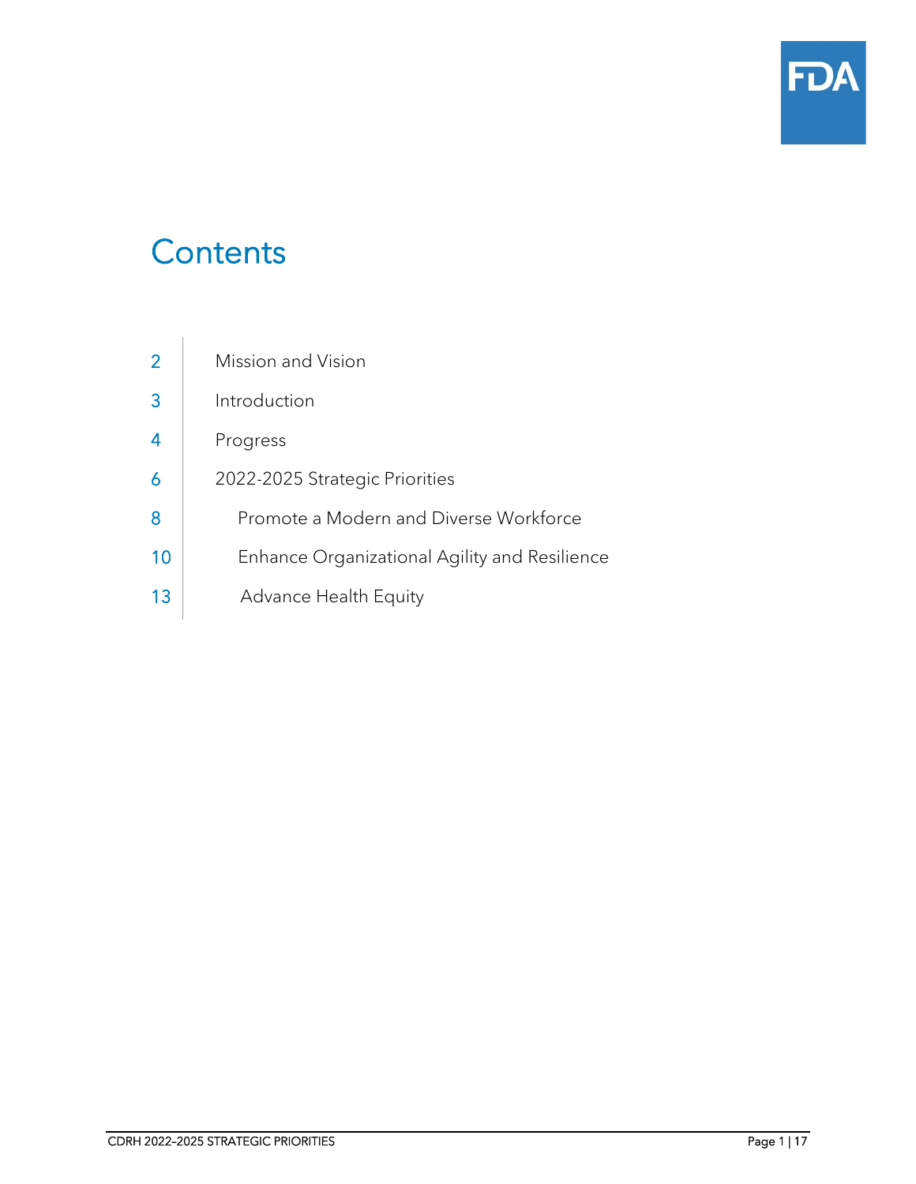# Contents

| | |
|---|---|
| 2 | Mission and Vision |
| 3 | Introduction |
| 4 | Progress |
| 6 | 2022-2025 Strategic Priorities |
| 8 | Promote a Modern and Diverse Workforce |
| 10 | Enhance Organizational Agility and Resilience |
| 13 | Advance Health Equity |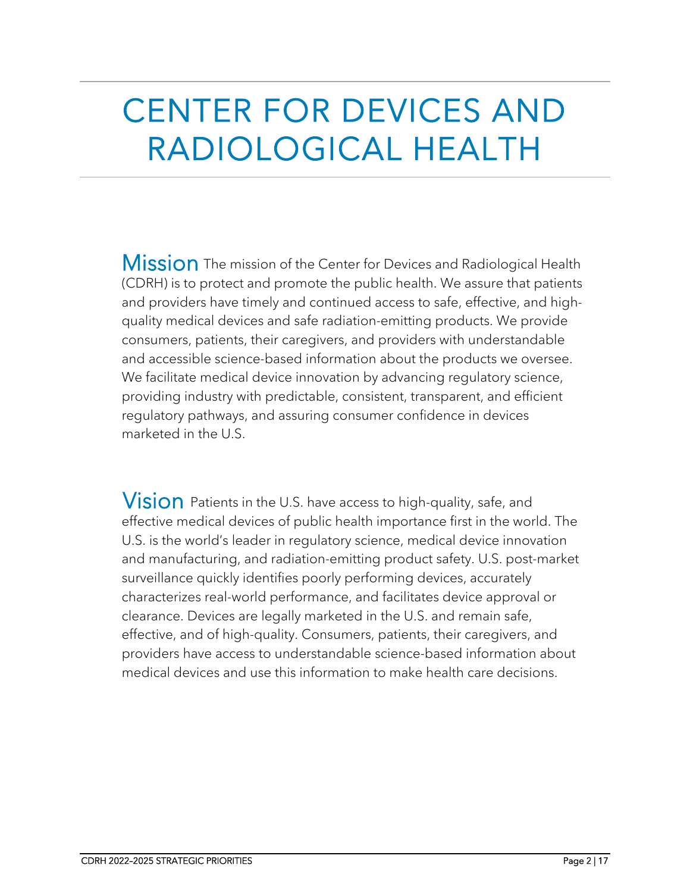# CENTER FOR DEVICES AND RADIOLOGICAL HEALTH

**Mission** The mission of the Center for Devices and Radiological Health (CDRH) is to protect and promote the public health. We assure that patients and providers have timely and continued access to safe, effective, and high-quality medical devices and safe radiation-emitting products. We provide consumers, patients, their caregivers, and providers with understandable and accessible science-based information about the products we oversee. We facilitate medical device innovation by advancing regulatory science, providing industry with predictable, consistent, transparent, and efficient regulatory pathways, and assuring consumer confidence in devices marketed in the U.S.

**Vision** Patients in the U.S. have access to high-quality, safe, and effective medical devices of public health importance first in the world. The U.S. is the world's leader in regulatory science, medical device innovation and manufacturing, and radiation-emitting product safety. U.S. post-market surveillance quickly identifies poorly performing devices, accurately characterizes real-world performance, and facilitates device approval or clearance. Devices are legally marketed in the U.S. and remain safe, effective, and of high-quality. Consumers, patients, their caregivers, and providers have access to understandable science-based information about medical devices and use this information to make health care decisions.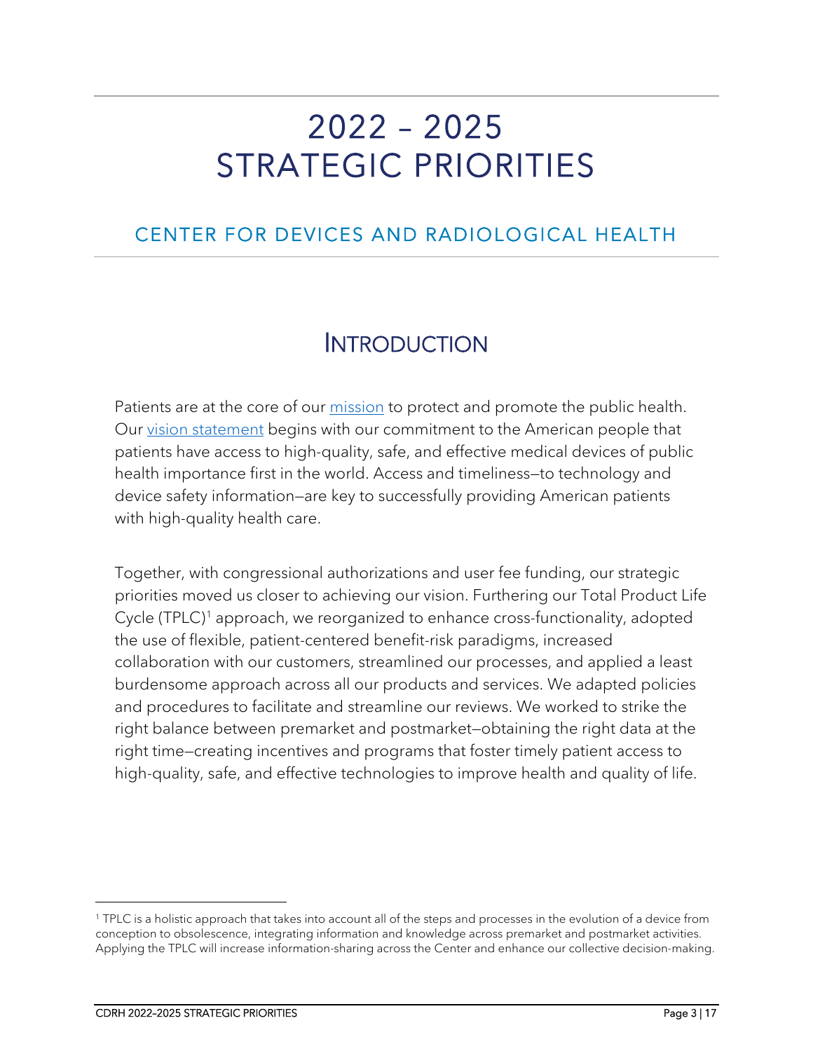# 2022 – 2025 STRATEGIC PRIORITIES

## CENTER FOR DEVICES AND RADIOLOGICAL HEALTH

## INTRODUCTION

Patients are at the core of our mission to protect and promote the public health. Our vision statement begins with our commitment to the American people that patients have access to high-quality, safe, and effective medical devices of public health importance first in the world. Access and timeliness—to technology and device safety information—are key to successfully providing American patients with high-quality health care.

Together, with congressional authorizations and user fee funding, our strategic priorities moved us closer to achieving our vision. Furthering our Total Product Life Cycle (TPLC)[1] approach, we reorganized to enhance cross-functionality, adopted the use of flexible, patient-centered benefit-risk paradigms, increased collaboration with our customers, streamlined our processes, and applied a least burdensome approach across all our products and services. We adapted policies and procedures to facilitate and streamline our reviews. We worked to strike the right balance between premarket and postmarket—obtaining the right data at the right time—creating incentives and programs that foster timely patient access to high-quality, safe, and effective technologies to improve health and quality of life.

---

[1] TPLC is a holistic approach that takes into account all of the steps and processes in the evolution of a device from conception to obsolescence, integrating information and knowledge across premarket and postmarket activities. Applying the TPLC will increase information-sharing across the Center and enhance our collective decision-making.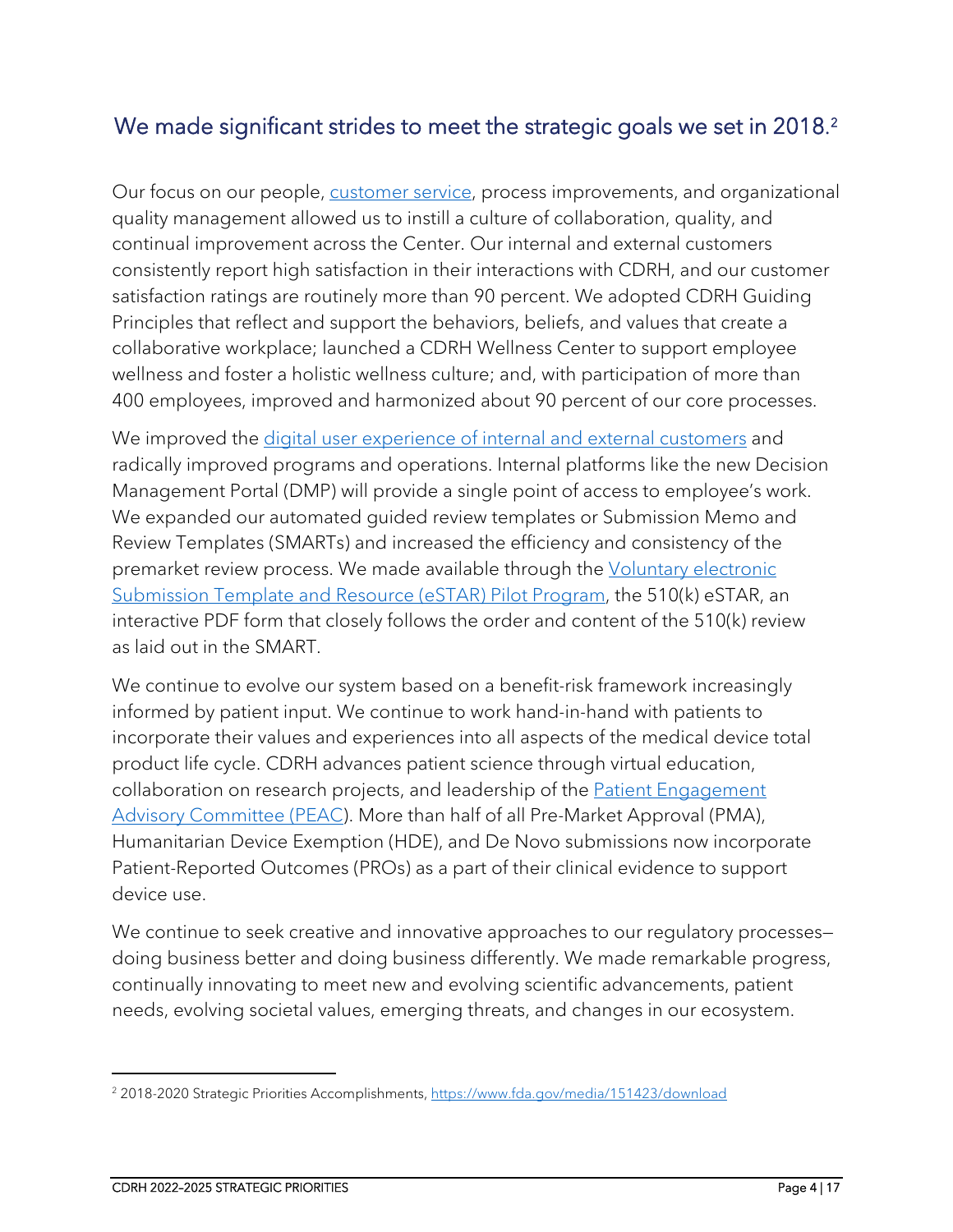## We made significant strides to meet the strategic goals we set in 2018.[2]

Our focus on our people, customer service, process improvements, and organizational quality management allowed us to instill a culture of collaboration, quality, and continual improvement across the Center. Our internal and external customers consistently report high satisfaction in their interactions with CDRH, and our customer satisfaction ratings are routinely more than 90 percent. We adopted CDRH Guiding Principles that reflect and support the behaviors, beliefs, and values that create a collaborative workplace; launched a CDRH Wellness Center to support employee wellness and foster a holistic wellness culture; and, with participation of more than 400 employees, improved and harmonized about 90 percent of our core processes.

We improved the digital user experience of internal and external customers and radically improved programs and operations. Internal platforms like the new Decision Management Portal (DMP) will provide a single point of access to employee's work. We expanded our automated guided review templates or Submission Memo and Review Templates (SMARTs) and increased the efficiency and consistency of the premarket review process. We made available through the Voluntary electronic Submission Template and Resource (eSTAR) Pilot Program, the 510(k) eSTAR, an interactive PDF form that closely follows the order and content of the 510(k) review as laid out in the SMART.

We continue to evolve our system based on a benefit-risk framework increasingly informed by patient input. We continue to work hand-in-hand with patients to incorporate their values and experiences into all aspects of the medical device total product life cycle. CDRH advances patient science through virtual education, collaboration on research projects, and leadership of the Patient Engagement Advisory Committee (PEAC). More than half of all Pre-Market Approval (PMA), Humanitarian Device Exemption (HDE), and De Novo submissions now incorporate Patient-Reported Outcomes (PROs) as a part of their clinical evidence to support device use.

We continue to seek creative and innovative approaches to our regulatory processes—doing business better and doing business differently. We made remarkable progress, continually innovating to meet new and evolving scientific advancements, patient needs, evolving societal values, emerging threats, and changes in our ecosystem.

---

[2] 2018-2020 Strategic Priorities Accomplishments, https://www.fda.gov/media/151423/download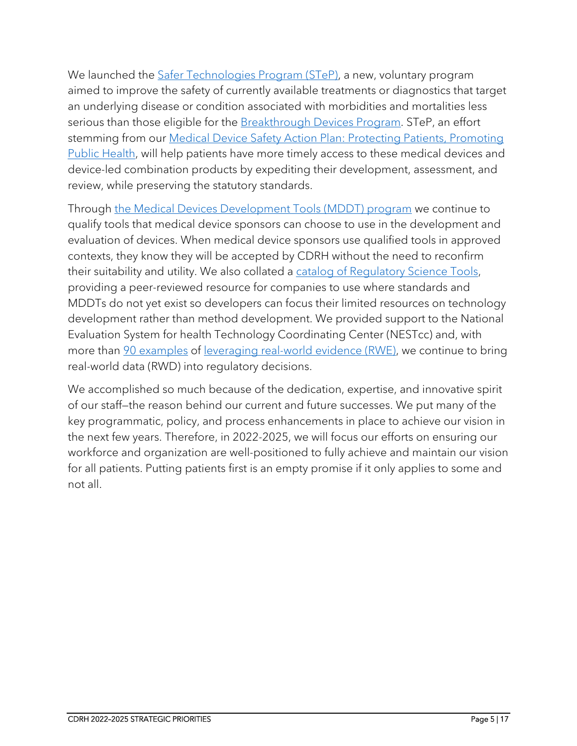We launched the Safer Technologies Program (STeP), a new, voluntary program aimed to improve the safety of currently available treatments or diagnostics that target an underlying disease or condition associated with morbidities and mortalities less serious than those eligible for the Breakthrough Devices Program. STeP, an effort stemming from our Medical Device Safety Action Plan: Protecting Patients, Promoting Public Health, will help patients have more timely access to these medical devices and device-led combination products by expediting their development, assessment, and review, while preserving the statutory standards.

Through the Medical Devices Development Tools (MDDT) program we continue to qualify tools that medical device sponsors can choose to use in the development and evaluation of devices. When medical device sponsors use qualified tools in approved contexts, they know they will be accepted by CDRH without the need to reconfirm their suitability and utility. We also collated a catalog of Regulatory Science Tools, providing a peer-reviewed resource for companies to use where standards and MDDTs do not yet exist so developers can focus their limited resources on technology development rather than method development. We provided support to the National Evaluation System for health Technology Coordinating Center (NESTcc) and, with more than 90 examples of leveraging real-world evidence (RWE), we continue to bring real-world data (RWD) into regulatory decisions.

We accomplished so much because of the dedication, expertise, and innovative spirit of our staff—the reason behind our current and future successes. We put many of the key programmatic, policy, and process enhancements in place to achieve our vision in the next few years. Therefore, in 2022-2025, we will focus our efforts on ensuring our workforce and organization are well-positioned to fully achieve and maintain our vision for all patients. Putting patients first is an empty promise if it only applies to some and not all.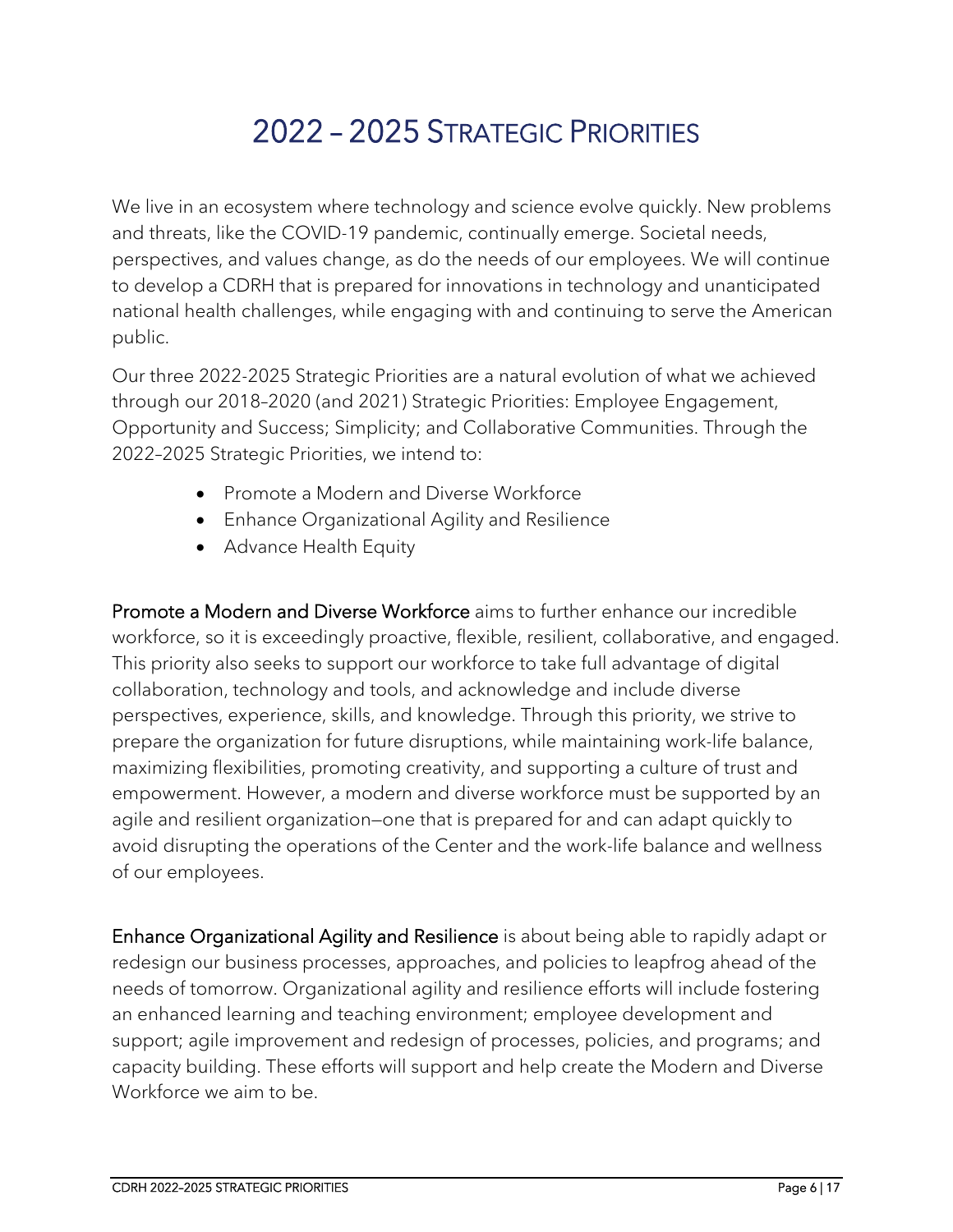# 2022 – 2025 Strategic Priorities

We live in an ecosystem where technology and science evolve quickly. New problems and threats, like the COVID-19 pandemic, continually emerge. Societal needs, perspectives, and values change, as do the needs of our employees. We will continue to develop a CDRH that is prepared for innovations in technology and unanticipated national health challenges, while engaging with and continuing to serve the American public.

Our three 2022-2025 Strategic Priorities are a natural evolution of what we achieved through our 2018–2020 (and 2021) Strategic Priorities: Employee Engagement, Opportunity and Success; Simplicity; and Collaborative Communities. Through the 2022–2025 Strategic Priorities, we intend to:

- Promote a Modern and Diverse Workforce
- Enhance Organizational Agility and Resilience
- Advance Health Equity

**Promote a Modern and Diverse Workforce** aims to further enhance our incredible workforce, so it is exceedingly proactive, flexible, resilient, collaborative, and engaged. This priority also seeks to support our workforce to take full advantage of digital collaboration, technology and tools, and acknowledge and include diverse perspectives, experience, skills, and knowledge. Through this priority, we strive to prepare the organization for future disruptions, while maintaining work-life balance, maximizing flexibilities, promoting creativity, and supporting a culture of trust and empowerment. However, a modern and diverse workforce must be supported by an agile and resilient organization—one that is prepared for and can adapt quickly to avoid disrupting the operations of the Center and the work-life balance and wellness of our employees.

**Enhance Organizational Agility and Resilience** is about being able to rapidly adapt or redesign our business processes, approaches, and policies to leapfrog ahead of the needs of tomorrow. Organizational agility and resilience efforts will include fostering an enhanced learning and teaching environment; employee development and support; agile improvement and redesign of processes, policies, and programs; and capacity building. These efforts will support and help create the Modern and Diverse Workforce we aim to be.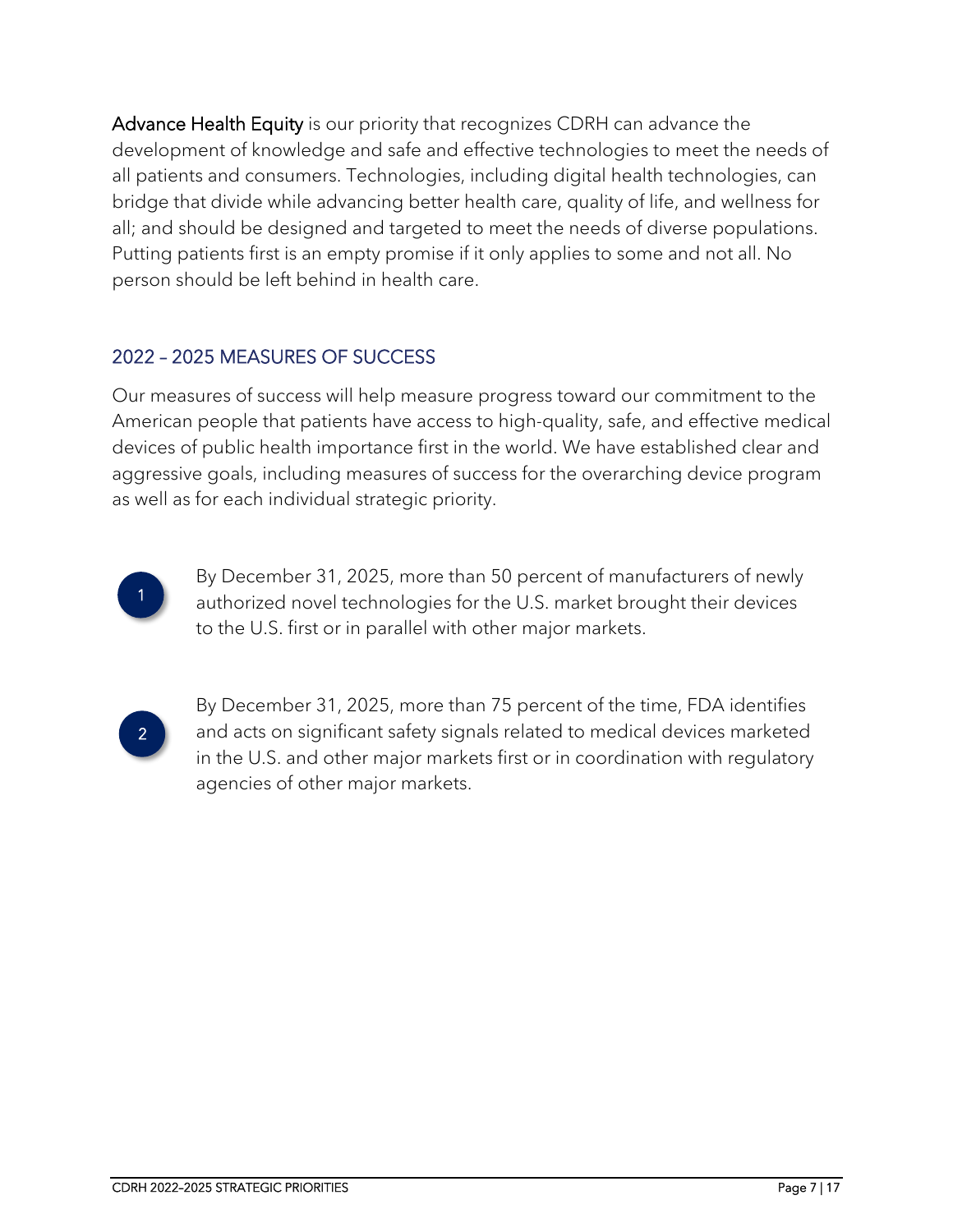**Advance Health Equity** is our priority that recognizes CDRH can advance the development of knowledge and safe and effective technologies to meet the needs of all patients and consumers. Technologies, including digital health technologies, can bridge that divide while advancing better health care, quality of life, and wellness for all; and should be designed and targeted to meet the needs of diverse populations. Putting patients first is an empty promise if it only applies to some and not all. No person should be left behind in health care.

## 2022 – 2025 MEASURES OF SUCCESS

Our measures of success will help measure progress toward our commitment to the American people that patients have access to high-quality, safe, and effective medical devices of public health importance first in the world. We have established clear and aggressive goals, including measures of success for the overarching device program as well as for each individual strategic priority.

1. By December 31, 2025, more than 50 percent of manufacturers of newly authorized novel technologies for the U.S. market brought their devices to the U.S. first or in parallel with other major markets.

2. By December 31, 2025, more than 75 percent of the time, FDA identifies and acts on significant safety signals related to medical devices marketed in the U.S. and other major markets first or in coordination with regulatory agencies of other major markets.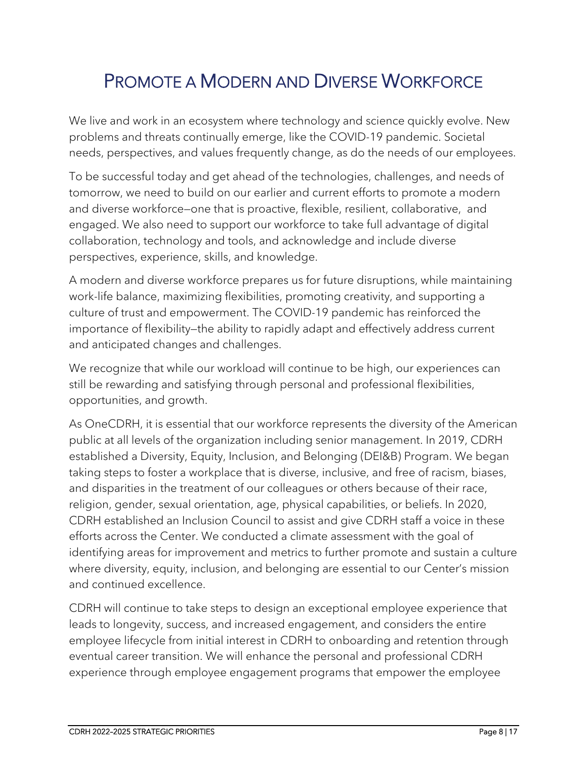# Promote a Modern and Diverse Workforce

We live and work in an ecosystem where technology and science quickly evolve. New problems and threats continually emerge, like the COVID-19 pandemic. Societal needs, perspectives, and values frequently change, as do the needs of our employees.

To be successful today and get ahead of the technologies, challenges, and needs of tomorrow, we need to build on our earlier and current efforts to promote a modern and diverse workforce—one that is proactive, flexible, resilient, collaborative, and engaged. We also need to support our workforce to take full advantage of digital collaboration, technology and tools, and acknowledge and include diverse perspectives, experience, skills, and knowledge.

A modern and diverse workforce prepares us for future disruptions, while maintaining work-life balance, maximizing flexibilities, promoting creativity, and supporting a culture of trust and empowerment. The COVID-19 pandemic has reinforced the importance of flexibility—the ability to rapidly adapt and effectively address current and anticipated changes and challenges.

We recognize that while our workload will continue to be high, our experiences can still be rewarding and satisfying through personal and professional flexibilities, opportunities, and growth.

As OneCDRH, it is essential that our workforce represents the diversity of the American public at all levels of the organization including senior management. In 2019, CDRH established a Diversity, Equity, Inclusion, and Belonging (DEI&B) Program. We began taking steps to foster a workplace that is diverse, inclusive, and free of racism, biases, and disparities in the treatment of our colleagues or others because of their race, religion, gender, sexual orientation, age, physical capabilities, or beliefs. In 2020, CDRH established an Inclusion Council to assist and give CDRH staff a voice in these efforts across the Center. We conducted a climate assessment with the goal of identifying areas for improvement and metrics to further promote and sustain a culture where diversity, equity, inclusion, and belonging are essential to our Center's mission and continued excellence.

CDRH will continue to take steps to design an exceptional employee experience that leads to longevity, success, and increased engagement, and considers the entire employee lifecycle from initial interest in CDRH to onboarding and retention through eventual career transition. We will enhance the personal and professional CDRH experience through employee engagement programs that empower the employee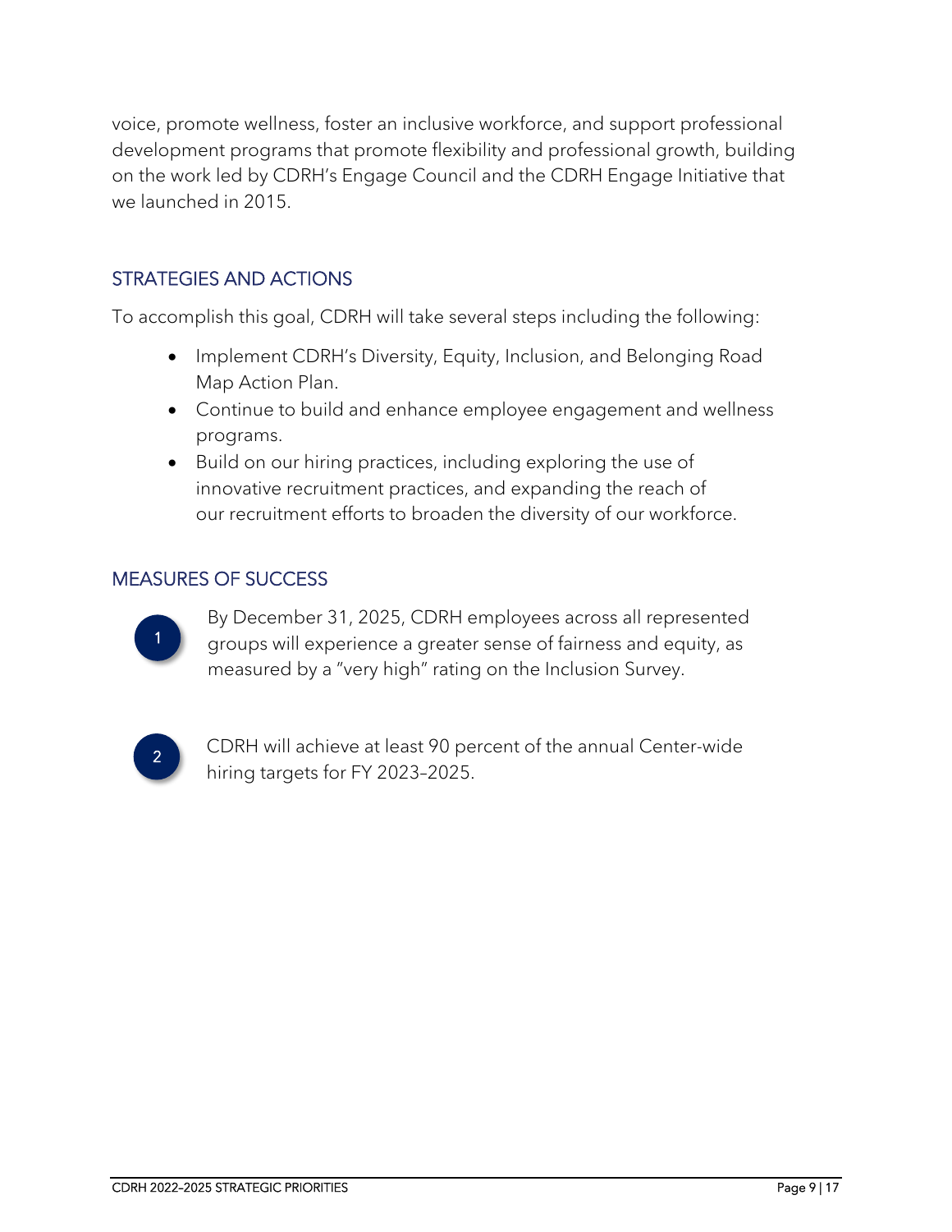voice, promote wellness, foster an inclusive workforce, and support professional development programs that promote flexibility and professional growth, building on the work led by CDRH's Engage Council and the CDRH Engage Initiative that we launched in 2015.

## STRATEGIES AND ACTIONS

To accomplish this goal, CDRH will take several steps including the following:

- Implement CDRH's Diversity, Equity, Inclusion, and Belonging Road Map Action Plan.
- Continue to build and enhance employee engagement and wellness programs.
- Build on our hiring practices, including exploring the use of innovative recruitment practices, and expanding the reach of our recruitment efforts to broaden the diversity of our workforce.

## MEASURES OF SUCCESS

1. By December 31, 2025, CDRH employees across all represented groups will experience a greater sense of fairness and equity, as measured by a "very high" rating on the Inclusion Survey.

2. CDRH will achieve at least 90 percent of the annual Center-wide hiring targets for FY 2023–2025.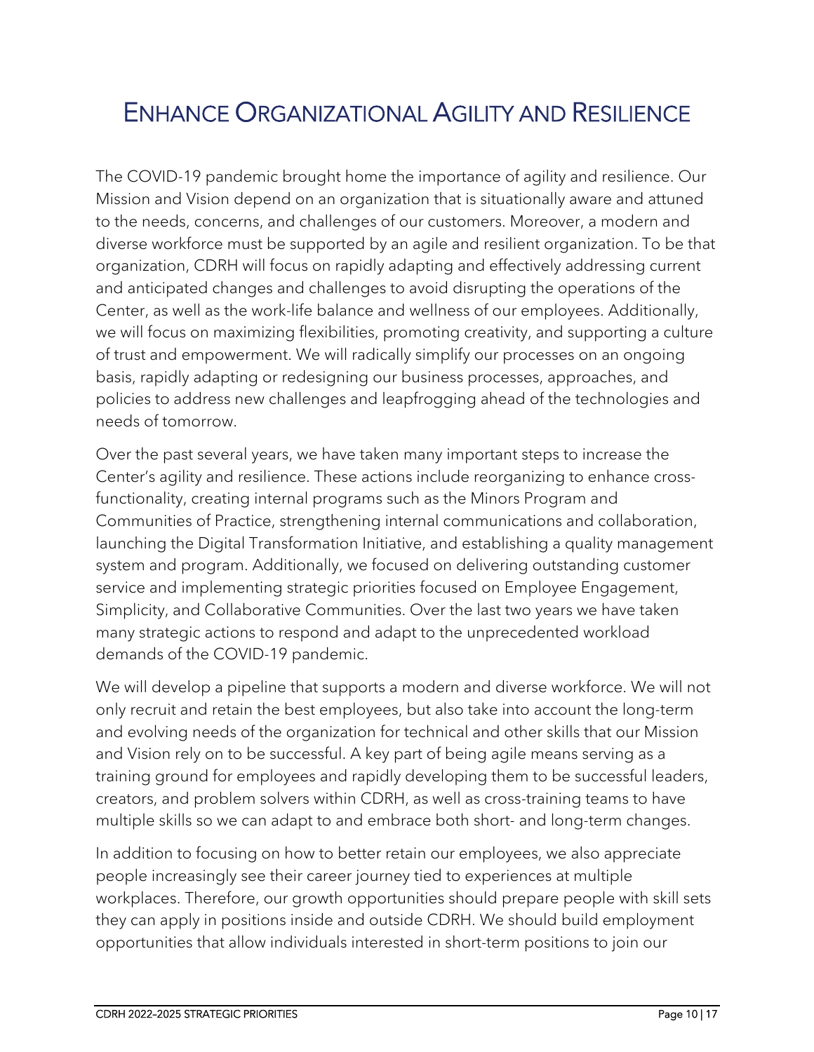# Enhance Organizational Agility and Resilience

The COVID-19 pandemic brought home the importance of agility and resilience. Our Mission and Vision depend on an organization that is situationally aware and attuned to the needs, concerns, and challenges of our customers. Moreover, a modern and diverse workforce must be supported by an agile and resilient organization. To be that organization, CDRH will focus on rapidly adapting and effectively addressing current and anticipated changes and challenges to avoid disrupting the operations of the Center, as well as the work-life balance and wellness of our employees. Additionally, we will focus on maximizing flexibilities, promoting creativity, and supporting a culture of trust and empowerment. We will radically simplify our processes on an ongoing basis, rapidly adapting or redesigning our business processes, approaches, and policies to address new challenges and leapfrogging ahead of the technologies and needs of tomorrow.

Over the past several years, we have taken many important steps to increase the Center's agility and resilience. These actions include reorganizing to enhance cross-functionality, creating internal programs such as the Minors Program and Communities of Practice, strengthening internal communications and collaboration, launching the Digital Transformation Initiative, and establishing a quality management system and program. Additionally, we focused on delivering outstanding customer service and implementing strategic priorities focused on Employee Engagement, Simplicity, and Collaborative Communities. Over the last two years we have taken many strategic actions to respond and adapt to the unprecedented workload demands of the COVID-19 pandemic.

We will develop a pipeline that supports a modern and diverse workforce. We will not only recruit and retain the best employees, but also take into account the long-term and evolving needs of the organization for technical and other skills that our Mission and Vision rely on to be successful. A key part of being agile means serving as a training ground for employees and rapidly developing them to be successful leaders, creators, and problem solvers within CDRH, as well as cross-training teams to have multiple skills so we can adapt to and embrace both short- and long-term changes.

In addition to focusing on how to better retain our employees, we also appreciate people increasingly see their career journey tied to experiences at multiple workplaces. Therefore, our growth opportunities should prepare people with skill sets they can apply in positions inside and outside CDRH. We should build employment opportunities that allow individuals interested in short-term positions to join our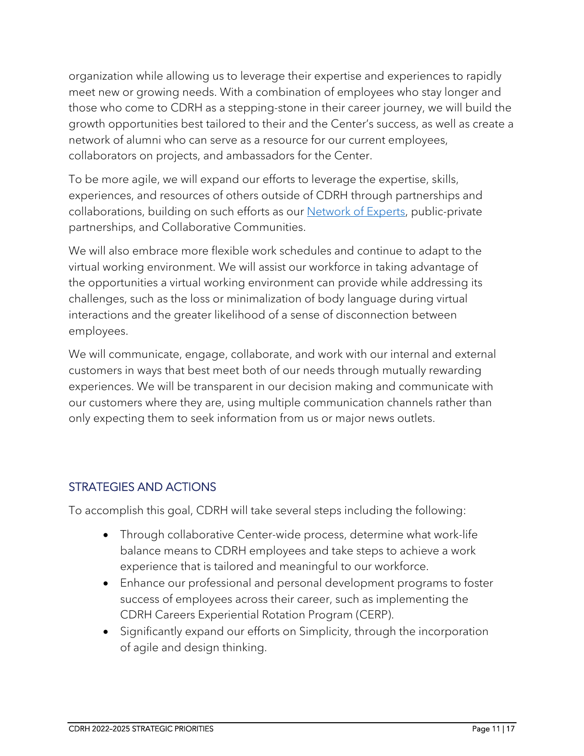organization while allowing us to leverage their expertise and experiences to rapidly meet new or growing needs. With a combination of employees who stay longer and those who come to CDRH as a stepping-stone in their career journey, we will build the growth opportunities best tailored to their and the Center's success, as well as create a network of alumni who can serve as a resource for our current employees, collaborators on projects, and ambassadors for the Center.

To be more agile, we will expand our efforts to leverage the expertise, skills, experiences, and resources of others outside of CDRH through partnerships and collaborations, building on such efforts as our Network of Experts, public-private partnerships, and Collaborative Communities.

We will also embrace more flexible work schedules and continue to adapt to the virtual working environment. We will assist our workforce in taking advantage of the opportunities a virtual working environment can provide while addressing its challenges, such as the loss or minimalization of body language during virtual interactions and the greater likelihood of a sense of disconnection between employees.

We will communicate, engage, collaborate, and work with our internal and external customers in ways that best meet both of our needs through mutually rewarding experiences. We will be transparent in our decision making and communicate with our customers where they are, using multiple communication channels rather than only expecting them to seek information from us or major news outlets.

## STRATEGIES AND ACTIONS

To accomplish this goal, CDRH will take several steps including the following:

- Through collaborative Center-wide process, determine what work-life balance means to CDRH employees and take steps to achieve a work experience that is tailored and meaningful to our workforce.
- Enhance our professional and personal development programs to foster success of employees across their career, such as implementing the CDRH Careers Experiential Rotation Program (CERP).
- Significantly expand our efforts on Simplicity, through the incorporation of agile and design thinking.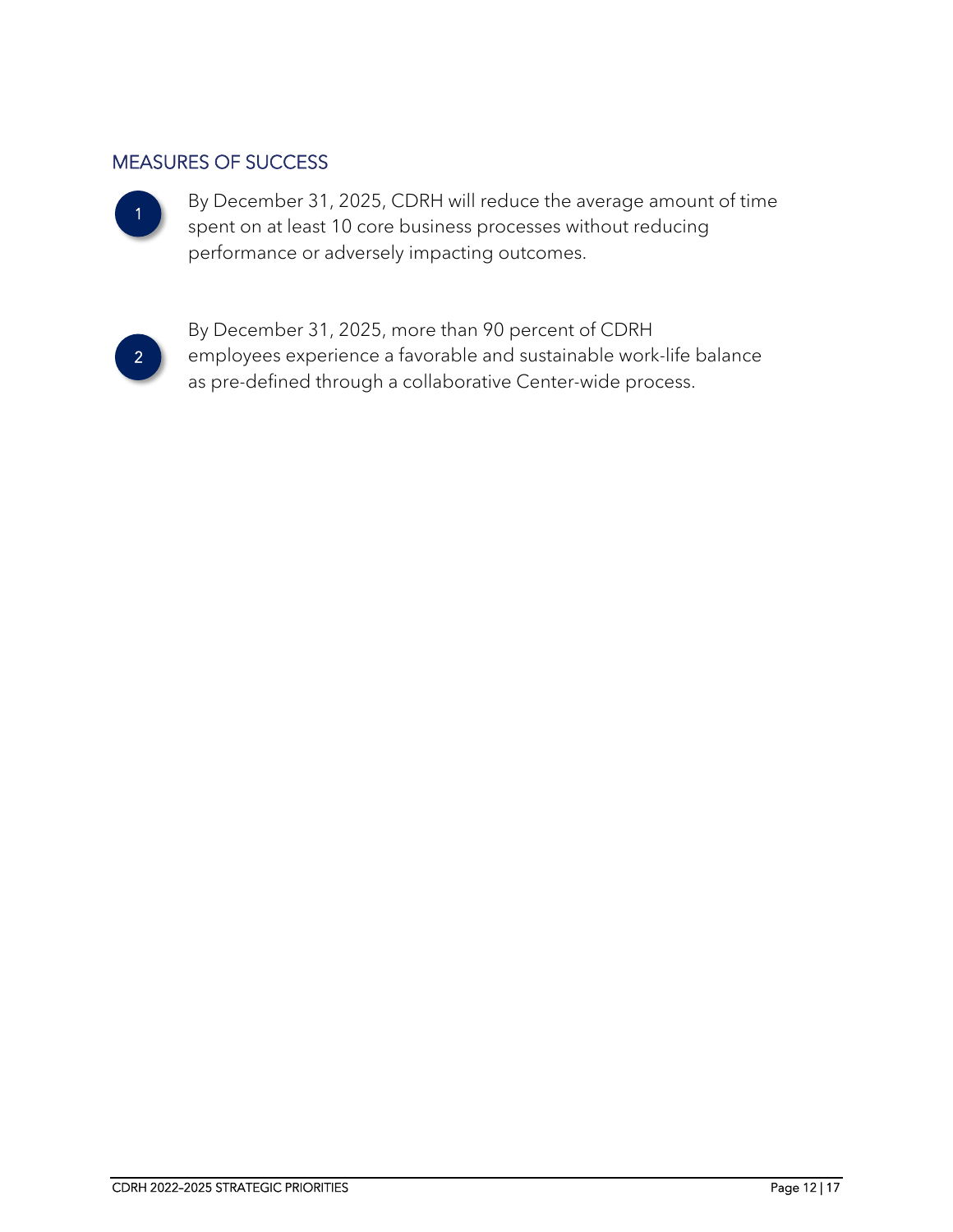## MEASURES OF SUCCESS

1. By December 31, 2025, CDRH will reduce the average amount of time spent on at least 10 core business processes without reducing performance or adversely impacting outcomes.

2. By December 31, 2025, more than 90 percent of CDRH employees experience a favorable and sustainable work-life balance as pre-defined through a collaborative Center-wide process.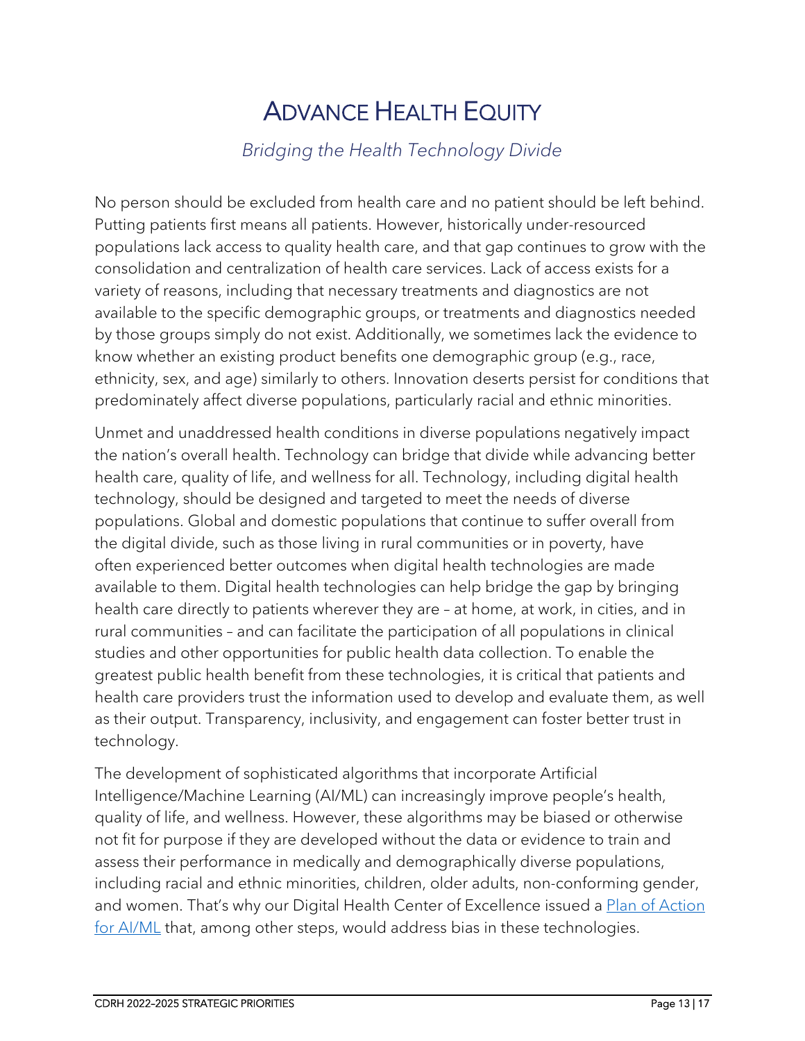# ADVANCE HEALTH EQUITY

*Bridging the Health Technology Divide*

No person should be excluded from health care and no patient should be left behind. Putting patients first means all patients. However, historically under-resourced populations lack access to quality health care, and that gap continues to grow with the consolidation and centralization of health care services. Lack of access exists for a variety of reasons, including that necessary treatments and diagnostics are not available to the specific demographic groups, or treatments and diagnostics needed by those groups simply do not exist. Additionally, we sometimes lack the evidence to know whether an existing product benefits one demographic group (e.g., race, ethnicity, sex, and age) similarly to others. Innovation deserts persist for conditions that predominately affect diverse populations, particularly racial and ethnic minorities.

Unmet and unaddressed health conditions in diverse populations negatively impact the nation's overall health. Technology can bridge that divide while advancing better health care, quality of life, and wellness for all. Technology, including digital health technology, should be designed and targeted to meet the needs of diverse populations. Global and domestic populations that continue to suffer overall from the digital divide, such as those living in rural communities or in poverty, have often experienced better outcomes when digital health technologies are made available to them. Digital health technologies can help bridge the gap by bringing health care directly to patients wherever they are – at home, at work, in cities, and in rural communities – and can facilitate the participation of all populations in clinical studies and other opportunities for public health data collection. To enable the greatest public health benefit from these technologies, it is critical that patients and health care providers trust the information used to develop and evaluate them, as well as their output. Transparency, inclusivity, and engagement can foster better trust in technology.

The development of sophisticated algorithms that incorporate Artificial Intelligence/Machine Learning (AI/ML) can increasingly improve people's health, quality of life, and wellness. However, these algorithms may be biased or otherwise not fit for purpose if they are developed without the data or evidence to train and assess their performance in medically and demographically diverse populations, including racial and ethnic minorities, children, older adults, non-conforming gender, and women. That's why our Digital Health Center of Excellence issued a Plan of Action for AI/ML that, among other steps, would address bias in these technologies.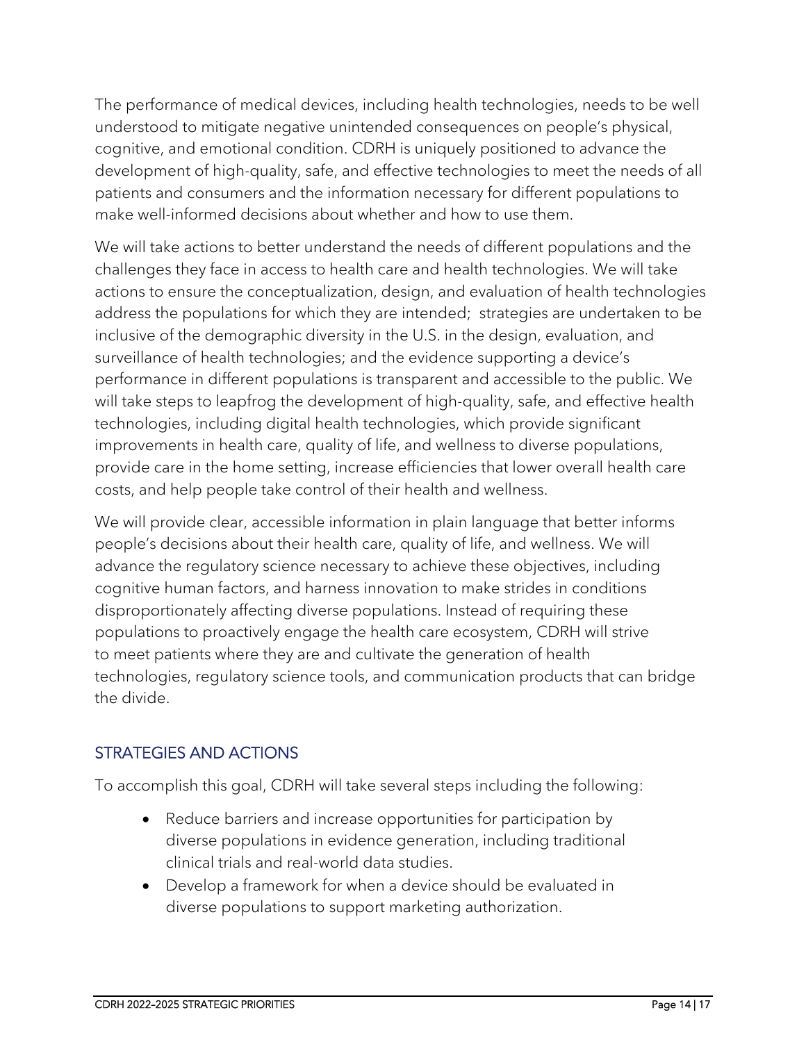The performance of medical devices, including health technologies, needs to be well understood to mitigate negative unintended consequences on people's physical, cognitive, and emotional condition. CDRH is uniquely positioned to advance the development of high-quality, safe, and effective technologies to meet the needs of all patients and consumers and the information necessary for different populations to make well-informed decisions about whether and how to use them.

We will take actions to better understand the needs of different populations and the challenges they face in access to health care and health technologies. We will take actions to ensure the conceptualization, design, and evaluation of health technologies address the populations for which they are intended; strategies are undertaken to be inclusive of the demographic diversity in the U.S. in the design, evaluation, and surveillance of health technologies; and the evidence supporting a device's performance in different populations is transparent and accessible to the public. We will take steps to leapfrog the development of high-quality, safe, and effective health technologies, including digital health technologies, which provide significant improvements in health care, quality of life, and wellness to diverse populations, provide care in the home setting, increase efficiencies that lower overall health care costs, and help people take control of their health and wellness.

We will provide clear, accessible information in plain language that better informs people's decisions about their health care, quality of life, and wellness. We will advance the regulatory science necessary to achieve these objectives, including cognitive human factors, and harness innovation to make strides in conditions disproportionately affecting diverse populations. Instead of requiring these populations to proactively engage the health care ecosystem, CDRH will strive to meet patients where they are and cultivate the generation of health technologies, regulatory science tools, and communication products that can bridge the divide.

## STRATEGIES AND ACTIONS

To accomplish this goal, CDRH will take several steps including the following:

- Reduce barriers and increase opportunities for participation by diverse populations in evidence generation, including traditional clinical trials and real-world data studies.
- Develop a framework for when a device should be evaluated in diverse populations to support marketing authorization.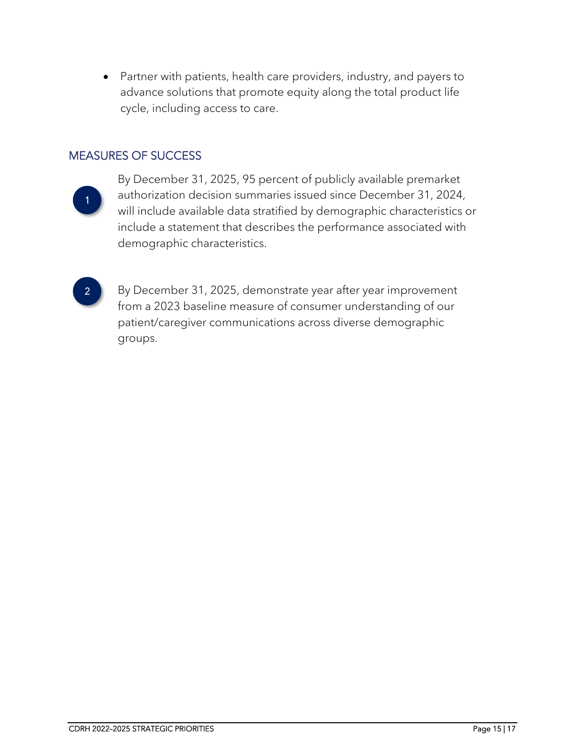- Partner with patients, health care providers, industry, and payers to advance solutions that promote equity along the total product life cycle, including access to care.

## MEASURES OF SUCCESS

1. By December 31, 2025, 95 percent of publicly available premarket authorization decision summaries issued since December 31, 2024, will include available data stratified by demographic characteristics or include a statement that describes the performance associated with demographic characteristics.

2. By December 31, 2025, demonstrate year after year improvement from a 2023 baseline measure of consumer understanding of our patient/caregiver communications across diverse demographic groups.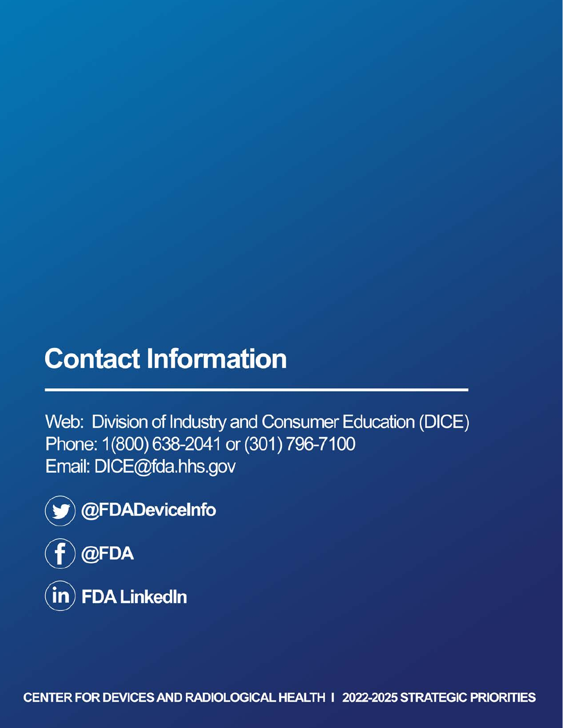## Contact Information

Web: Division of Industry and Consumer Education (DICE)
Phone: 1(800) 638-2041 or (301) 796-7100
Email: DICE@fda.hhs.gov

@FDADeviceInfo

@FDA

FDA LinkedIn